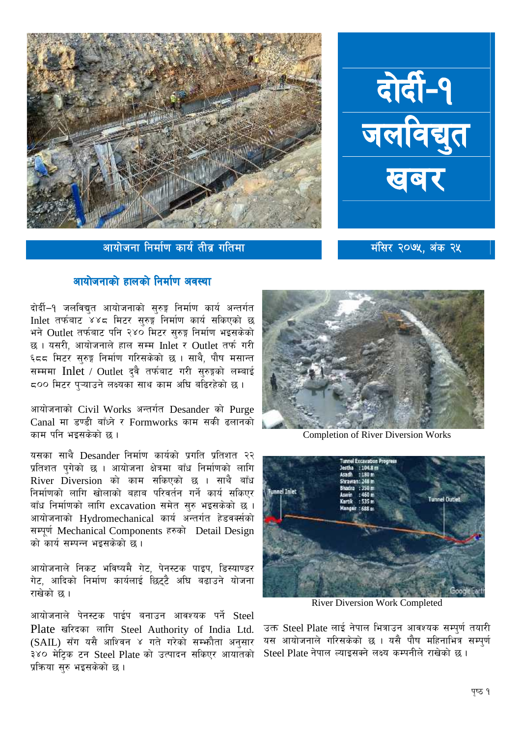# दोर्दी-१ जलविद्युत खबर

आयोजना निर्माण कार्य तीव्र गतिमा

मंसिर २०७५, अंक २५

## आयोजनाको हालको निर्माण अवस्था

दोर्दी–१ जलविद्युत आयोजनाको सुरुङ्ग निर्माण कार्य अन्तर्गत Inlet तर्फबाट ४४८ मिटर सुरुङ्ग निर्माण कार्य सकिएको छ भने Outlet तर्फबाट पनि २४० मिटर सुरुङ्ग निर्माण भइसकेको छ । यसरी, आयोजनाले हाल सम्म Inlet र Outlet तर्फ गरी ६८८ मिटर सुरुङ्ग निर्माण गरिसकेको छ । साथै, पौष मसान्त सम्ममा Inlet / Outlet दुवै तर्फबाट गरी सुरुङ्गको लम्बाई ८०० मिटर पुऱ्याउने लक्ष्यका साथ काम अघि बढिरहेको छ ।

आयोजनाको Civil Works अन्तर्गत Desander को Purge Canal मा डण्डी बाँध्ने र Formworks काम सकी ढलानको काम पनि भइसकेको छ ।

यसका साथै Desander निर्माण कार्यको प्रगति प्रतिशत २२ प्रतिशत पुगेको छ । आयोजना क्षेत्रमा बाँध निर्माणको लागि River Diversion को काम सकिएको छ । साथै बाँध निर्माणको लागि खोलाको बहाव परिवर्तन गर्ने कार्य सकिएर बाँध निर्माणको लागि excavation समेत सुरु भइसकेको छ । आयोजनाको Hydromechanical कार्य अन्तर्गत हेडवर्क्सको सम्पूर्ण Mechanical Components हरुको Detail Design को कार्य सम्पन्न भइसकेको छ ।

आयोजनाले निकट भविष्यमै गेट, पेनस्टक पाइप, डिस्याण्डर गेट, आदिको निर्माण कार्यलाई छिट्टै अघि बढाउने योजना राखेको छ ।

आयोजनाले पेनस्टक पाईप बनाउन आवश्यक पर्ने Steel Plate खरिदका लागि Steel Authority of India Ltd. (SAIL) सँग यसै आश्विन ४ गते गरेको सम्झौता अनुसार ३४० मेट्रिक टन Steel Plate को उत्पादन सकिएर आयातको प्रक्रिया सुरु भइसकेको छ ।

Completion of River Diversion Works

Tunnel Excavation Progress
Jestha : 104.8 m
Asadh : 180 m
Shrawan : 248 m
Bhadra : 350 m
Aswin : 460 m
Kartik : 535 m
Mangsir : 688 m

Tunnel Inlet — Tunnel Outlet

River Diversion Work Completed

उक्त Steel Plate लाई नेपाल भित्राउन आवश्यक सम्पूर्ण तयारी यस आयोजनाले गरिसकेको छ । यसै पौष महिनाभित्र सम्पूर्ण Steel Plate नेपाल ल्याइसक्ने लक्ष्य कम्पनीले राखेको छ ।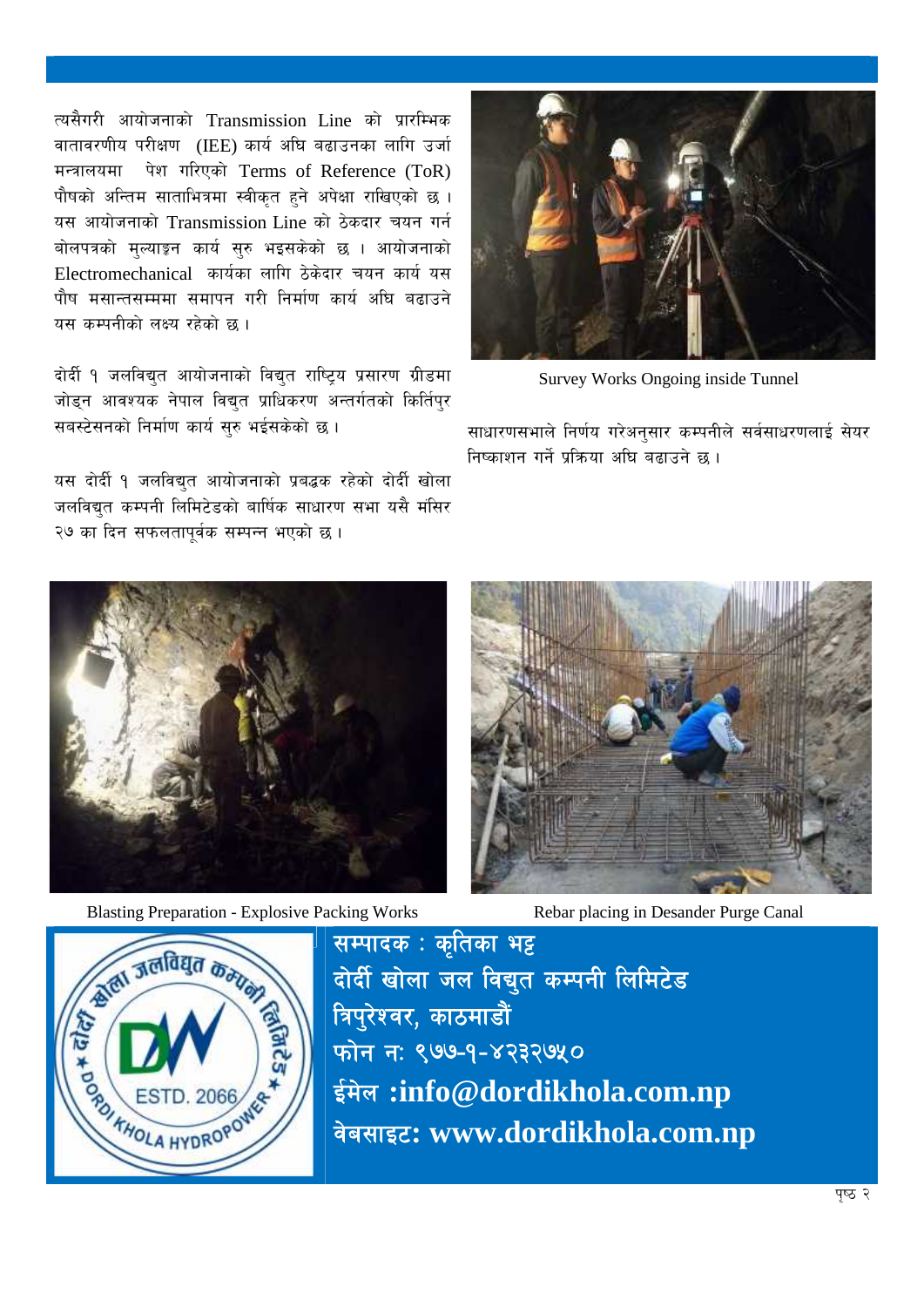त्यसैगरी आयोजनाको Transmission Line को प्रारम्भिक वातावरणीय परीक्षण (IEE) कार्य अघि बढाउनका लागि उर्जा मन्त्रालयमा पेश गरिएको Terms of Reference (ToR) पौषको अन्तिम साताभित्रमा स्वीकृत हुने अपेक्षा राखिएको छ । यस आयोजनाको Transmission Line को ठेकदार चयन गर्न बोलपत्रको मुल्याङ्कन कार्य सुरु भइसकेको छ । आयोजनाको Electromechanical कार्यका लागि ठेकेदार चयन कार्य यस पौष मसान्तसम्ममा समापन गरी निर्माण कार्य अघि बढाउने यस कम्पनीको लक्ष्य रहेको छ ।

दोर्दी १ जलविद्युत आयोजनाको विद्युत राष्ट्रिय प्रसारण ग्रीडमा जोड्न आवश्यक नेपाल विद्युत प्राधिकरण अन्तर्गतको किर्तिपुर सबस्टेसनको निर्माण कार्य सुरु भईसकेको छ ।

यस दोर्दी १ जलविद्युत आयोजनाको प्रबद्धक रहेको दोर्दी खोला जलविद्युत कम्पनी लिमिटेडको बार्षिक साधारण सभा यसै मंसिर २७ का दिन सफलतापूर्वक सम्पन्न भएको छ ।

Survey Works Ongoing inside Tunnel

साधारणसभाले निर्णय गरेअनुसार कम्पनीले सर्वसाधरणलाई सेयर निष्काशन गर्ने प्रक्रिया अघि बढाउने छ ।

Blasting Preparation - Explosive Packing Works

Rebar placing in Desander Purge Canal

**सम्पादक : कृतिका भट्ट**
**दोर्दी खोला जल विद्युत कम्पनी लिमिटेड**
**त्रिपुरेश्वर, काठमाडौं**
**फोन नः ९७७-१-४२३२७५०**
**ईमेल :info@dordikhola.com.np**
**वेबसाइटः www.dordikhola.com.np**